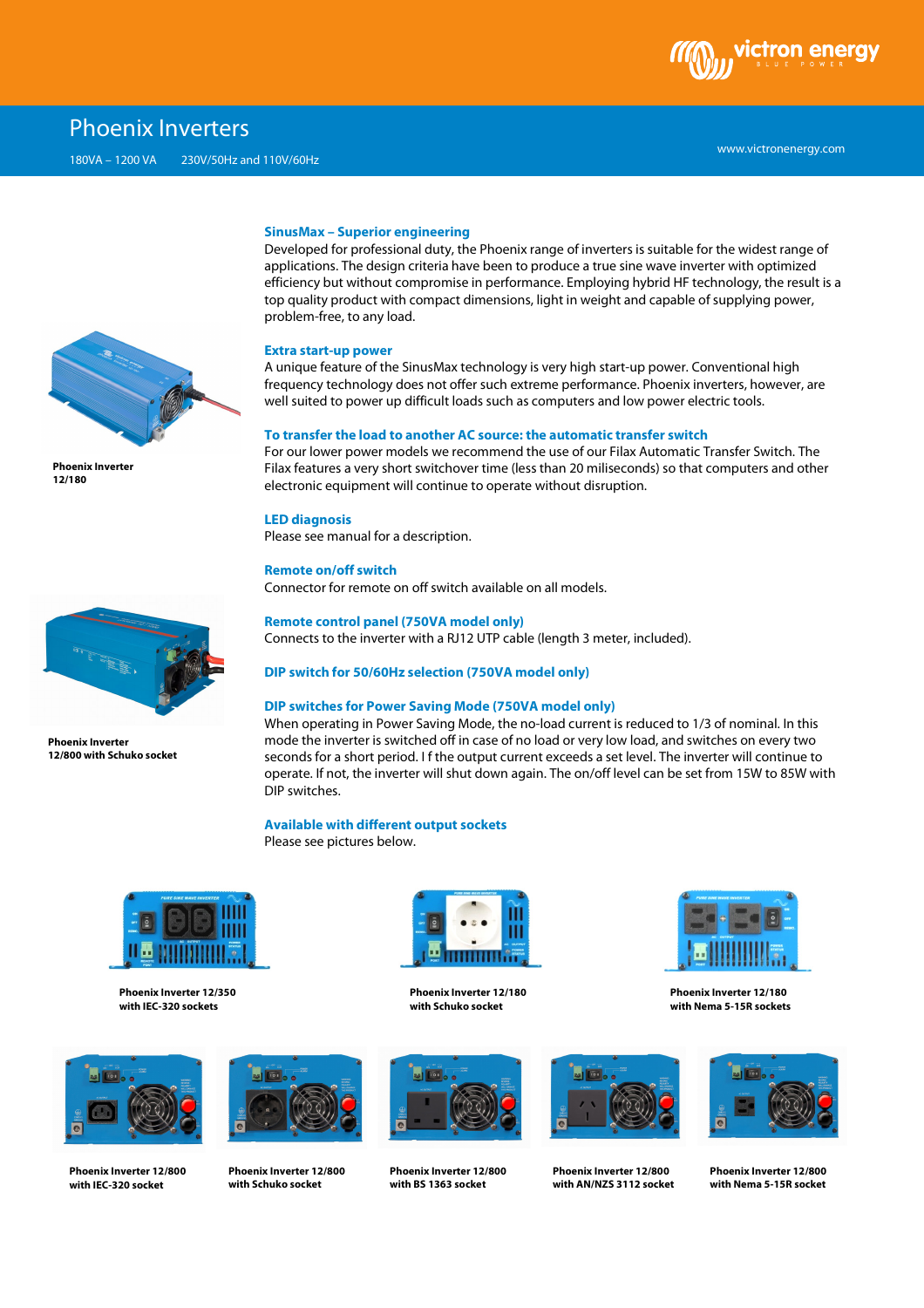# Phoenix Inverters

180VA – 1200 VA 230V/50Hz and 110V/60Hz

www.victronenergy.com

Phoenix Inverter 12/180

Phoenix Inverter 12/800 with Schuko socket

### SinusMax – Superior engineering

Developed for professional duty, the Phoenix range of inverters is suitable for the widest range of applications. The design criteria have been to produce a true sine wave inverter with optimized efficiency but without compromise in performance. Employing hybrid HF technology, the result is a top quality product with compact dimensions, light in weight and capable of supplying power, problem-free, to any load.

### Extra start-up power

A unique feature of the SinusMax technology is very high start-up power. Conventional high frequency technology does not offer such extreme performance. Phoenix inverters, however, are well suited to power up difficult loads such as computers and low power electric tools.

### To transfer the load to another AC source: the automatic transfer switch

For our lower power models we recommend the use of our Filax Automatic Transfer Switch. The Filax features a very short switchover time (less than 20 miliseconds) so that computers and other electronic equipment will continue to operate without disruption.

### LED diagnosis

Please see manual for a description.

### Remote on/off switch

Connector for remote on off switch available on all models.

### Remote control panel (750VA model only)

Connects to the inverter with a RJ12 UTP cable (length 3 meter, included).

### DIP switch for 50/60Hz selection (750VA model only)

### DIP switches for Power Saving Mode (750VA model only)

When operating in Power Saving Mode, the no-load current is reduced to 1/3 of nominal. In this mode the inverter is switched off in case of no load or very low load, and switches on every two seconds for a short period. I f the output current exceeds a set level. The inverter will continue to operate. If not, the inverter will shut down again. The on/off level can be set from 15W to 85W with DIP switches.

### Available with different output sockets

Please see pictures below.

Phoenix Inverter 12/350 with IEC-320 sockets

Phoenix Inverter 12/180 with Schuko socket

Phoenix Inverter 12/180 with Nema 5-15R sockets

Phoenix Inverter 12/800 with IEC-320 socket

Phoenix Inverter 12/800 with Schuko socket

Phoenix Inverter 12/800 with BS 1363 socket

Phoenix Inverter 12/800 with AN/NZS 3112 socket

Phoenix Inverter 12/800 with Nema 5-15R socket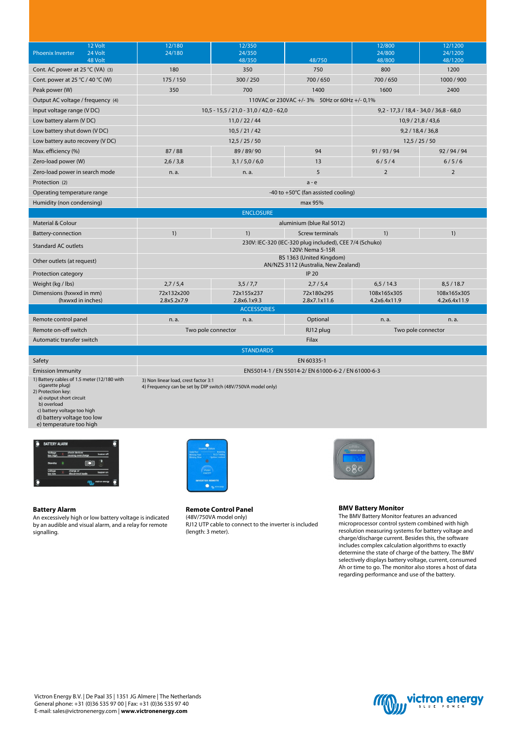| Phoenix Inverter 12 Volt / 24 Volt / 48 Volt | 12/180 24/180 | 12/350 24/350 48/350 | 48/750 | 12/800 24/800 48/800 | 12/1200 24/1200 48/1200 |
|---|---|---|---|---|---|
| Cont. AC power at 25 °C (VA) (3) | 180 | 350 | 750 | 800 | 1200 |
| Cont. power at 25 °C / 40 °C (W) | 175 / 150 | 300 / 250 | 700 / 650 | 700 / 650 | 1000 / 900 |
| Peak power (W) | 350 | 700 | 1400 | 1600 | 2400 |
| Output AC voltage / frequency (4) | 110VAC or 230VAC +/- 3% 50Hz or 60Hz +/- 0,1% | | | | |
| Input voltage range (V DC) | 10,5 - 15,5 / 21,0 - 31,0 / 42,0 - 62,0 | | | 9,2 - 17,3 / 18,4 - 34,0 / 36,8 - 68,0 | |
| Low battery alarm (V DC) | 11,0 / 22 / 44 | | | 10,9 / 21,8 / 43,6 | |
| Low battery shut down (V DC) | 10,5 / 21 / 42 | | | 9,2 / 18,4 / 36,8 | |
| Low battery auto recovery (V DC) | 12,5 / 25 / 50 | | | 12,5 / 25 / 50 | |
| Max. efficiency (%) | 87 / 88 | 89 / 89/ 90 | 94 | 91 / 93 / 94 | 92 / 94 / 94 |
| Zero-load power (W) | 2,6 / 3,8 | 3,1 / 5,0 / 6,0 | 13 | 6 / 5 / 4 | 6 / 5 / 6 |
| Zero-load power in search mode | n. a. | n. a. | 5 | 2 | 2 |
| Protection (2) | a - e | | | | |
| Operating temperature range | -40 to +50°C (fan assisted cooling) | | | | |
| Humidity (non condensing) | max 95% | | | | |
| **ENCLOSURE** | | | | | |
| Material & Colour | aluminium (blue Ral 5012) | | | | |
| Battery-connection | 1) | 1) | Screw terminals | 1) | 1) |
| Standard AC outlets | 230V: IEC-320 (IEC-320 plug included), CEE 7/4 (Schuko) 120V: Nema 5-15R | | | | |
| Other outlets (at request) | BS 1363 (United Kingdom) AN/NZS 3112 (Australia, New Zealand) | | | | |
| Protection category | IP 20 | | | | |
| Weight (kg / lbs) | 2,7 / 5,4 | 3,5 / 7,7 | 2,7 / 5,4 | 6,5 / 14.3 | 8,5 / 18.7 |
| Dimensions (hxwxd in mm) (hxwxd in inches) | 72x132x200 2.8x5.2x7.9 | 72x155x237 2.8x6.1x9.3 | 72x180x295 2.8x7.1x11.6 | 108x165x305 4.2x6.4x11.9 | 108x165x305 4.2x6.4x11.9 |
| **ACCESSORIES** | | | | | |
| Remote control panel | n. a. | n. a. | Optional | n. a. | n. a. |
| Remote on-off switch | Two pole connector | | RJ12 plug | Two pole connector | |
| Automatic transfer switch | Filax | | | | |
| **STANDARDS** | | | | | |
| Safety | EN 60335-1 | | | | |
| Emission Immunity | EN55014-1 / EN 55014-2/ EN 61000-6-2 / EN 61000-6-3 | | | | |

1) Battery cables of 1.5 meter (12/180 with cigarette plug)
2) Protection key:
a) output short circuit
b) overload
c) battery voltage too high
d) battery voltage too low
e) temperature too high

3) Non linear load, crest factor 3:1
4) Frequency can be set by DIP switch (48V/750VA model only)

**Battery Alarm**
An excessively high or low battery voltage is indicated by an audible and visual alarm, and a relay for remote signalling.

**Remote Control Panel**
(48V/750VA model only)
RJ12 UTP cable to connect to the inverter is included (length: 3 meter).

**BMV Battery Monitor**
The BMV Battery Monitor features an advanced microprocessor control system combined with high resolution measuring systems for battery voltage and charge/discharge current. Besides this, the software includes complex calculation algorithms to exactly determine the state of charge of the battery. The BMV selectively displays battery voltage, current, consumed Ah or time to go. The monitor also stores a host of data regarding performance and use of the battery.

Victron Energy B.V. | De Paal 35 | 1351 JG Almere | The Netherlands
General phone: +31 (0)36 535 97 00 | Fax: +31 (0)36 535 97 40
E-mail: sales@victronenergy.com | **www.victronenergy.com**